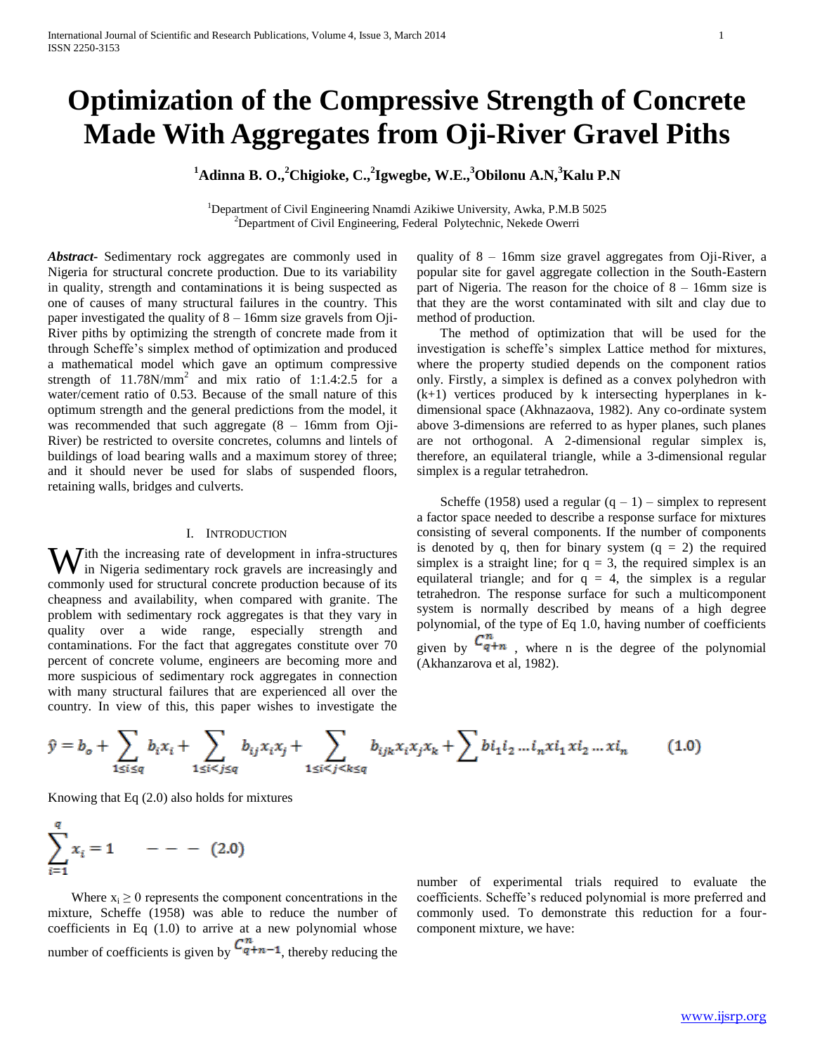# Optimization of the Compressive Strength of Concrete Made With Aggregates from Oji-River Gravel Piths

**[1]Adinna B. O.,[2]Chigioke, C.,[2]Igwegbe, W.E.,[3]Obilonu A.N,[3]Kalu P.N**

[1]Department of Civil Engineering Nnamdi Azikiwe University, Awka, P.M.B 5025
[2]Department of Civil Engineering, Federal Polytechnic, Nekede Owerri

***Abstract-*** Sedimentary rock aggregates are commonly used in Nigeria for structural concrete production. Due to its variability in quality, strength and contaminations it is being suspected as one of causes of many structural failures in the country. This paper investigated the quality of 8 – 16mm size gravels from Oji-River piths by optimizing the strength of concrete made from it through Scheffe's simplex method of optimization and produced a mathematical model which gave an optimum compressive strength of 11.78N/mm$^2$ and mix ratio of 1:1.4:2.5 for a water/cement ratio of 0.53. Because of the small nature of this optimum strength and the general predictions from the model, it was recommended that such aggregate (8 – 16mm from Oji-River) be restricted to oversite concretes, columns and lintels of buildings of load bearing walls and a maximum storey of three; and it should never be used for slabs of suspended floors, retaining walls, bridges and culverts.

## I. Introduction

With the increasing rate of development in infra-structures in Nigeria sedimentary rock gravels are increasingly and commonly used for structural concrete production because of its cheapness and availability, when compared with granite. The problem with sedimentary rock aggregates is that they vary in quality over a wide range, especially strength and contaminations. For the fact that aggregates constitute over 70 percent of concrete volume, engineers are becoming more and more suspicious of sedimentary rock aggregates in connection with many structural failures that are experienced all over the country. In view of this, this paper wishes to investigate the quality of 8 – 16mm size gravel aggregates from Oji-River, a popular site for gavel aggregate collection in the South-Eastern part of Nigeria. The reason for the choice of 8 – 16mm size is that they are the worst contaminated with silt and clay due to method of production.

The method of optimization that will be used for the investigation is scheffe's simplex Lattice method for mixtures, where the property studied depends on the component ratios only. Firstly, a simplex is defined as a convex polyhedron with (k+1) vertices produced by k intersecting hyperplanes in k-dimensional space (Akhnazaova, 1982). Any co-ordinate system above 3-dimensions are referred to as hyper planes, such planes are not orthogonal. A 2-dimensional regular simplex is, therefore, an equilateral triangle, while a 3-dimensional regular simplex is a regular tetrahedron.

Scheffe (1958) used a regular (q – 1) – simplex to represent a factor space needed to describe a response surface for mixtures consisting of several components. If the number of components is denoted by q, then for binary system (q = 2) the required simplex is a straight line; for q = 3, the required simplex is an equilateral triangle; and for q = 4, the simplex is a regular tetrahedron. The response surface for such a multicomponent system is normally described by means of a high degree polynomial, of the type of Eq 1.0, having number of coefficients given by $C^{n}_{q+n}$ , where n is the degree of the polynomial (Akhanzarova et al, 1982).

$$\hat{y} = b_o + \sum_{1 \le i \le q} b_i x_i + \sum_{1 \le i < j \le q} b_{ij} x_i x_j + \sum_{1 \le i < j < k \le q} b_{ijk} x_i x_j x_k + \sum b i_1 i_2 \dots i_n x i_1 x i_2 \dots x i_n \qquad (1.0)$$

Knowing that Eq (2.0) also holds for mixtures

$$\sum_{i=1}^{q} x_i = 1 \qquad - - - \quad (2.0)$$

Where $x_i \geq 0$ represents the component concentrations in the mixture, Scheffe (1958) was able to reduce the number of coefficients in Eq (1.0) to arrive at a new polynomial whose number of coefficients is given by $C^{n}_{q+n-1}$, thereby reducing the number of experimental trials required to evaluate the coefficients. Scheffe's reduced polynomial is more preferred and commonly used. To demonstrate this reduction for a four-component mixture, we have: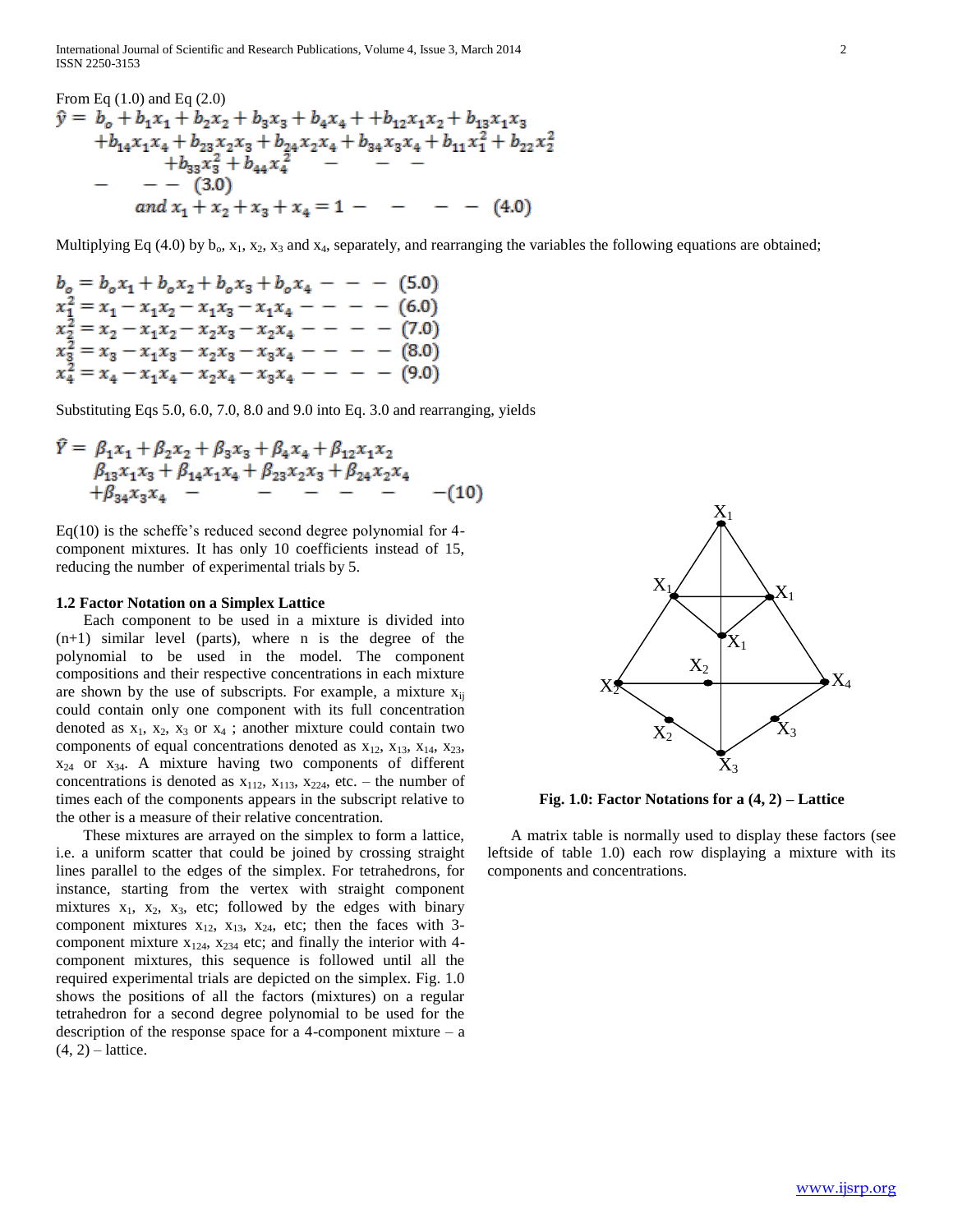From Eq (1.0) and Eq (2.0)

$$\hat{y} = b_o + b_1x_1 + b_2x_2 + b_3x_3 + b_4x_4 + +b_{12}x_1x_2 + b_{13}x_1x_3 + b_{14}x_1x_4 + b_{23}x_2x_3 + b_{24}x_2x_4 + b_{34}x_3x_4 + b_{11}x_1^2 + b_{22}x_2^2 + b_{33}x_3^2 + b_{44}x_4^2 \quad - - - - - (3.0)$$

$$and\ x_1 + x_2 + x_3 + x_4 = 1 \quad - - - - (4.0)$$

Multiplying Eq (4.0) by $b_o$, $x_1$, $x_2$, $x_3$ and $x_4$, separately, and rearranging the variables the following equations are obtained;

$$b_o = b_ox_1 + b_ox_2 + b_ox_3 + b_ox_4 \quad - - - (5.0)$$

$$x_1^2 = x_1 - x_1x_2 - x_1x_3 - x_1x_4 \quad - - - - (6.0)$$

$$x_2^2 = x_2 - x_1x_2 - x_2x_3 - x_2x_4 \quad - - - - (7.0)$$

$$x_3^2 = x_3 - x_1x_3 - x_2x_3 - x_3x_4 \quad - - - - (8.0)$$

$$x_4^2 = x_4 - x_1x_4 - x_2x_4 - x_3x_4 \quad - - - - (9.0)$$

Substituting Eqs 5.0, 6.0, 7.0, 8.0 and 9.0 into Eq. 3.0 and rearranging, yields

$$\hat{Y} = \beta_1x_1 + \beta_2x_2 + \beta_3x_3 + \beta_4x_4 + \beta_{12}x_1x_2 \\ \beta_{13}x_1x_3 + \beta_{14}x_1x_4 + \beta_{23}x_2x_3 + \beta_{24}x_2x_4 \\ +\beta_{34}x_3x_4 \quad - - - - - - (10)$$

Eq(10) is the scheffe's reduced second degree polynomial for 4-component mixtures. It has only 10 coefficients instead of 15, reducing the number of experimental trials by 5.

### 1.2 Factor Notation on a Simplex Lattice

Each component to be used in a mixture is divided into (n+1) similar level (parts), where n is the degree of the polynomial to be used in the model. The component compositions and their respective concentrations in each mixture are shown by the use of subscripts. For example, a mixture $x_{ij}$ could contain only one component with its full concentration denoted as $x_1$, $x_2$, $x_3$ or $x_4$ ; another mixture could contain two components of equal concentrations denoted as $x_{12}$, $x_{13}$, $x_{14}$, $x_{23}$, $x_{24}$ or $x_{34}$. A mixture having two components of different concentrations is denoted as $x_{112}$, $x_{113}$, $x_{224}$, etc. – the number of times each of the components appears in the subscript relative to the other is a measure of their relative concentration.

These mixtures are arrayed on the simplex to form a lattice, i.e. a uniform scatter that could be joined by crossing straight lines parallel to the edges of the simplex. For tetrahedrons, for instance, starting from the vertex with straight component mixtures $x_1$, $x_2$, $x_3$, etc; followed by the edges with binary component mixtures $x_{12}$, $x_{13}$, $x_{24}$, etc; then the faces with 3-component mixture $x_{124}$, $x_{234}$ etc; and finally the interior with 4-component mixtures, this sequence is followed until all the required experimental trials are depicted on the simplex. Fig. 1.0 shows the positions of all the factors (mixtures) on a regular tetrahedron for a second degree polynomial to be used for the description of the response space for a 4-component mixture – a (4, 2) – lattice.

**Fig. 1.0: Factor Notations for a (4, 2) – Lattice**

A matrix table is normally used to display these factors (see leftside of table 1.0) each row displaying a mixture with its components and concentrations.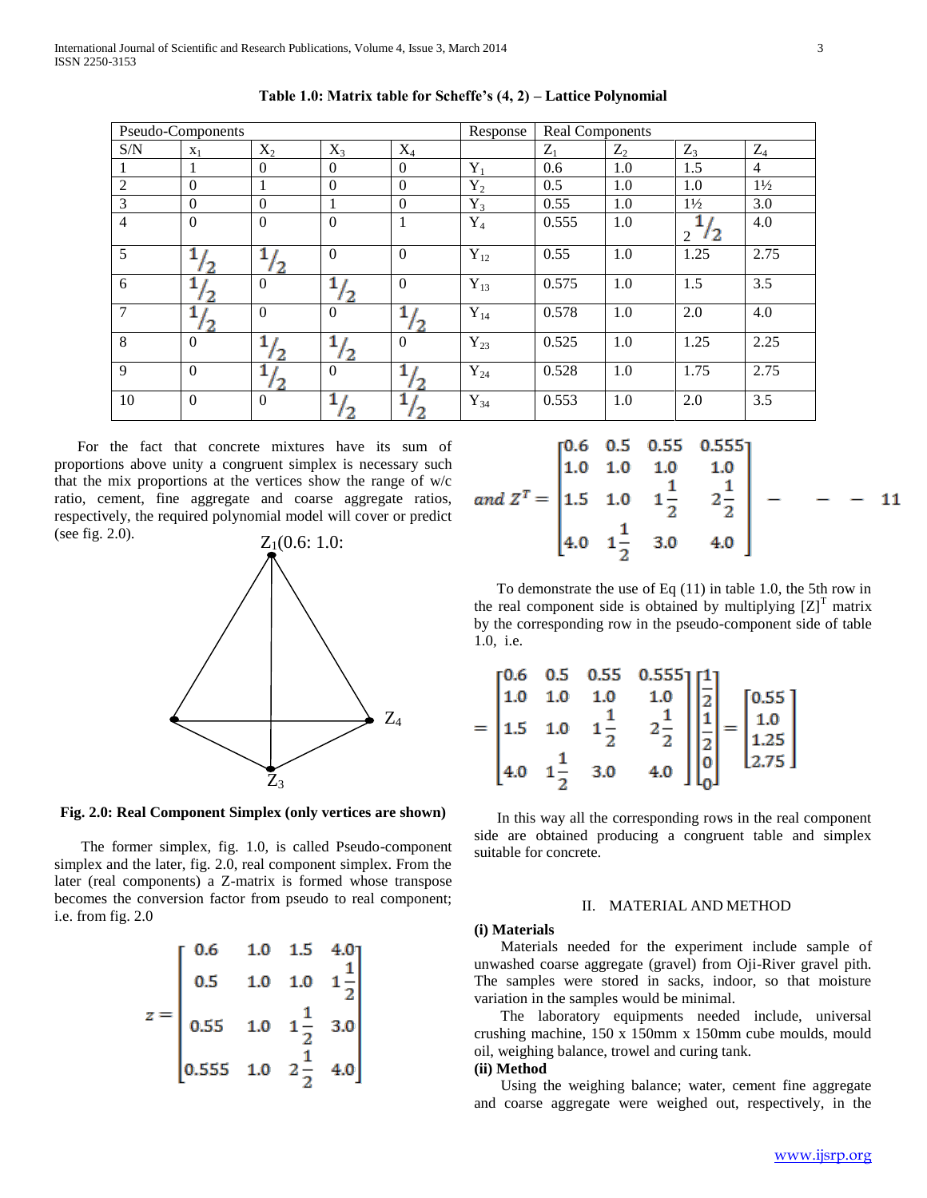**Table 1.0: Matrix table for Scheffe's (4, 2) – Lattice Polynomial**

| Pseudo-Components | | | | | Response | Real Components | | | |
|---|---|---|---|---|---|---|---|---|---|
| S/N | $x_1$ | $X_2$ | $X_3$ | $X_4$ | | $Z_1$ | $Z_2$ | $Z_3$ | $Z_4$ |
| 1 | 1 | 0 | 0 | 0 | $Y_1$ | 0.6 | 1.0 | 1.5 | 4 |
| 2 | 0 | 1 | 0 | 0 | $Y_2$ | 0.5 | 1.0 | 1.0 | 1½ |
| 3 | 0 | 0 | 1 | 0 | $Y_3$ | 0.55 | 1.0 | 1½ | 3.0 |
| 4 | 0 | 0 | 0 | 1 | $Y_4$ | 0.555 | 1.0 | 2 ½ | 4.0 |
| 5 | ½ | ½ | 0 | 0 | $Y_{12}$ | 0.55 | 1.0 | 1.25 | 2.75 |
| 6 | ½ | 0 | ½ | 0 | $Y_{13}$ | 0.575 | 1.0 | 1.5 | 3.5 |
| 7 | ½ | 0 | 0 | ½ | $Y_{14}$ | 0.578 | 1.0 | 2.0 | 4.0 |
| 8 | 0 | ½ | ½ | 0 | $Y_{23}$ | 0.525 | 1.0 | 1.25 | 2.25 |
| 9 | 0 | ½ | 0 | ½ | $Y_{24}$ | 0.528 | 1.0 | 1.75 | 2.75 |
| 10 | 0 | 0 | ½ | ½ | $Y_{34}$ | 0.553 | 1.0 | 2.0 | 3.5 |

For the fact that concrete mixtures have its sum of proportions above unity a congruent simplex is necessary such that the mix proportions at the vertices show the range of w/c ratio, cement, fine aggregate and coarse aggregate ratios, respectively, the required polynomial model will cover or predict (see fig. 2.0).

$Z_1$(0.6: 1.0:

$Z_4$

$Z_3$

**Fig. 2.0: Real Component Simplex (only vertices are shown)**

The former simplex, fig. 1.0, is called Pseudo-component simplex and the later, fig. 2.0, real component simplex. From the later (real components) a Z-matrix is formed whose transpose becomes the conversion factor from pseudo to real component; i.e. from fig. 2.0

$$z = \begin{bmatrix} 0.6 & 1.0 & 1.5 & 4.0 \\ 0.5 & 1.0 & 1.0 & 1\frac{1}{2} \\ 0.55 & 1.0 & 1\frac{1}{2} & 3.0 \\ 0.555 & 1.0 & 2\frac{1}{2} & 4.0 \end{bmatrix}$$

$$and\ Z^T = \begin{bmatrix} 0.6 & 0.5 & 0.55 & 0.555 \\ 1.0 & 1.0 & 1.0 & 1.0 \\ 1.5 & 1.0 & 1\frac{1}{2} & 2\frac{1}{2} \\ 4.0 & 1\frac{1}{2} & 3.0 & 4.0 \end{bmatrix} \quad --- \quad 11$$

To demonstrate the use of Eq (11) in table 1.0, the 5th row in the real component side is obtained by multiplying $[Z]^T$ matrix by the corresponding row in the pseudo-component side of table 1.0, i.e.

$$= \begin{bmatrix} 0.6 & 0.5 & 0.55 & 0.555 \\ 1.0 & 1.0 & 1.0 & 1.0 \\ 1.5 & 1.0 & 1\frac{1}{2} & 2\frac{1}{2} \\ 4.0 & 1\frac{1}{2} & 3.0 & 4.0 \end{bmatrix} \begin{bmatrix} \frac{1}{2} \\ \frac{1}{2} \\ 0 \\ 0 \end{bmatrix} = \begin{bmatrix} 0.55 \\ 1.0 \\ 1.25 \\ 2.75 \end{bmatrix}$$

In this way all the corresponding rows in the real component side are obtained producing a congruent table and simplex suitable for concrete.

## II. MATERIAL AND METHOD

**(i) Materials**

Materials needed for the experiment include sample of unwashed coarse aggregate (gravel) from Oji-River gravel pith. The samples were stored in sacks, indoor, so that moisture variation in the samples would be minimal.

The laboratory equipments needed include, universal crushing machine, 150 x 150mm x 150mm cube moulds, mould oil, weighing balance, trowel and curing tank.

**(ii) Method**

Using the weighing balance; water, cement fine aggregate and coarse aggregate were weighed out, respectively, in the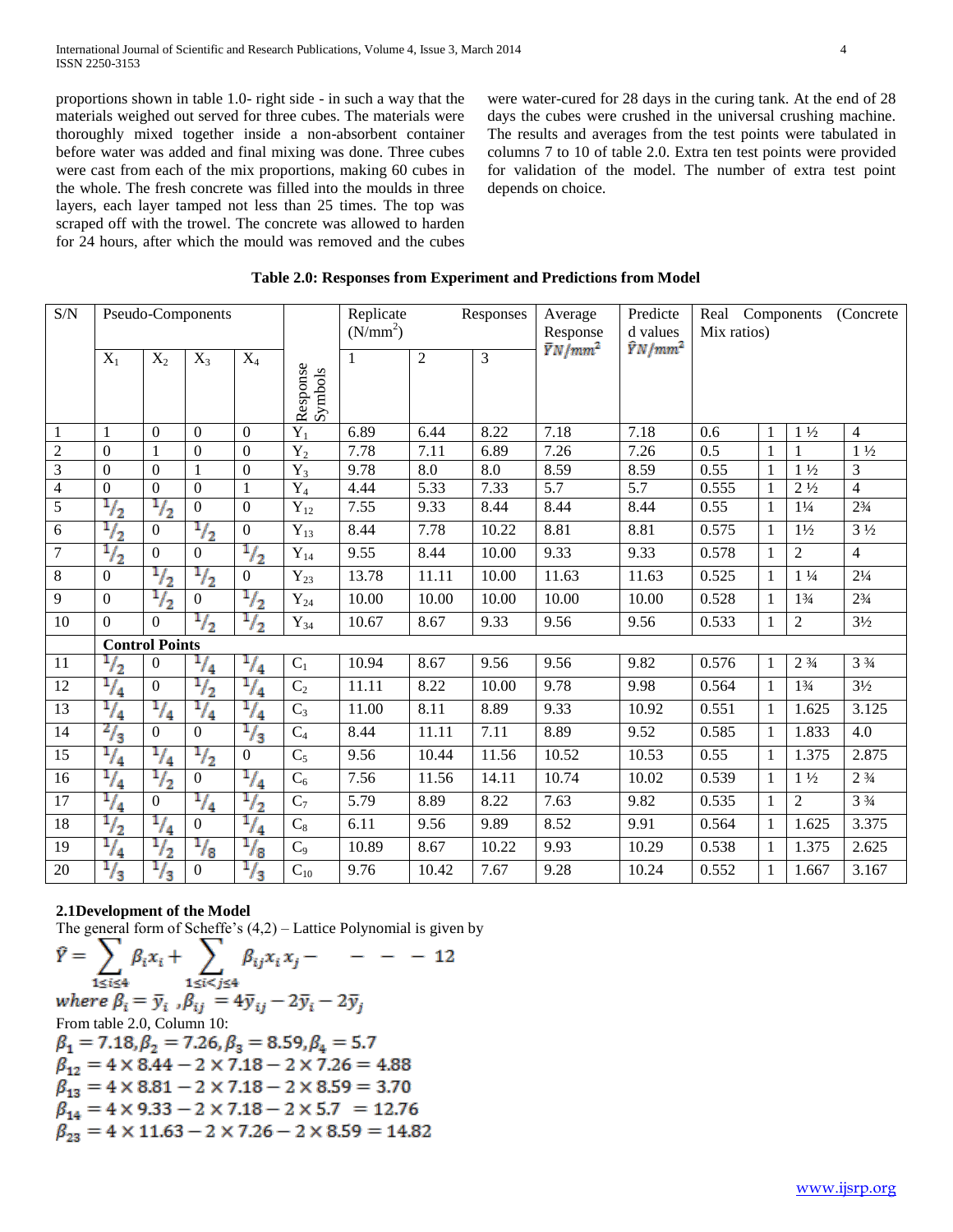proportions shown in table 1.0- right side - in such a way that the materials weighed out served for three cubes. The materials were thoroughly mixed together inside a non-absorbent container before water was added and final mixing was done. Three cubes were cast from each of the mix proportions, making 60 cubes in the whole. The fresh concrete was filled into the moulds in three layers, each layer tamped not less than 25 times. The top was scraped off with the trowel. The concrete was allowed to harden for 24 hours, after which the mould was removed and the cubes were water-cured for 28 days in the curing tank. At the end of 28 days the cubes were crushed in the universal crushing machine. The results and averages from the test points were tabulated in columns 7 to 10 of table 2.0. Extra ten test points were provided for validation of the model. The number of extra test point depends on choice.

**Table 2.0: Responses from Experiment and Predictions from Model**

| S/N | Pseudo-Components | | | | Response Symbols | Replicate Responses ($N/mm^2$) | | | Average Response $\bar{Y} N/mm^2$ | Predicted values $\hat{Y} N/mm^2$ | Real Components (Concrete Mix ratios) | | | |
|---|---|---|---|---|---|---|---|---|---|---|---|---|---|---|
| | $X_1$ | $X_2$ | $X_3$ | $X_4$ | | 1 | 2 | 3 | | | | | | |
| 1 | 1 | 0 | 0 | 0 | $Y_1$ | 6.89 | 6.44 | 8.22 | 7.18 | 7.18 | 0.6 | 1 | 1 ½ | 4 |
| 2 | 0 | 1 | 0 | 0 | $Y_2$ | 7.78 | 7.11 | 6.89 | 7.26 | 7.26 | 0.5 | 1 | 1 | 1 ½ |
| 3 | 0 | 0 | 1 | 0 | $Y_3$ | 9.78 | 8.0 | 8.0 | 8.59 | 8.59 | 0.55 | 1 | 1 ½ | 3 |
| 4 | 0 | 0 | 0 | 1 | $Y_4$ | 4.44 | 5.33 | 7.33 | 5.7 | 5.7 | 0.555 | 1 | 2 ½ | 4 |
| 5 | 1/2 | 1/2 | 0 | 0 | $Y_{12}$ | 7.55 | 9.33 | 8.44 | 8.44 | 8.44 | 0.55 | 1 | 1¼ | 2¾ |
| 6 | 1/2 | 0 | 1/2 | 0 | $Y_{13}$ | 8.44 | 7.78 | 10.22 | 8.81 | 8.81 | 0.575 | 1 | 1½ | 3 ½ |
| 7 | 1/2 | 0 | 0 | 1/2 | $Y_{14}$ | 9.55 | 8.44 | 10.00 | 9.33 | 9.33 | 0.578 | 1 | 2 | 4 |
| 8 | 0 | 1/2 | 1/2 | 0 | $Y_{23}$ | 13.78 | 11.11 | 10.00 | 11.63 | 11.63 | 0.525 | 1 | 1 ¼ | 2¼ |
| 9 | 0 | 1/2 | 0 | 1/2 | $Y_{24}$ | 10.00 | 10.00 | 10.00 | 10.00 | 10.00 | 0.528 | 1 | 1¾ | 2¾ |
| 10 | 0 | 0 | 1/2 | 1/2 | $Y_{34}$ | 10.67 | 8.67 | 9.33 | 9.56 | 9.56 | 0.533 | 1 | 2 | 3½ |
| | **Control Points** | | | | | | | | | | | | | |
| 11 | 1/2 | 0 | 1/4 | 1/4 | $C_1$ | 10.94 | 8.67 | 9.56 | 9.56 | 9.82 | 0.576 | 1 | 2 ¾ | 3 ¾ |
| 12 | 1/4 | 0 | 1/2 | 1/4 | $C_2$ | 11.11 | 8.22 | 10.00 | 9.78 | 9.98 | 0.564 | 1 | 1¾ | 3½ |
| 13 | 1/4 | 1/4 | 1/4 | 1/4 | $C_3$ | 11.00 | 8.11 | 8.89 | 9.33 | 10.92 | 0.551 | 1 | 1.625 | 3.125 |
| 14 | 2/3 | 0 | 0 | 1/3 | $C_4$ | 8.44 | 11.11 | 7.11 | 8.89 | 9.52 | 0.585 | 1 | 1.833 | 4.0 |
| 15 | 1/4 | 1/4 | 1/2 | 0 | $C_5$ | 9.56 | 10.44 | 11.56 | 10.52 | 10.53 | 0.55 | 1 | 1.375 | 2.875 |
| 16 | 1/4 | 1/2 | 0 | 1/4 | $C_6$ | 7.56 | 11.56 | 14.11 | 10.74 | 10.02 | 0.539 | 1 | 1 ½ | 2 ¾ |
| 17 | 1/4 | 0 | 1/4 | 1/2 | $C_7$ | 5.79 | 8.89 | 8.22 | 7.63 | 9.82 | 0.535 | 1 | 2 | 3 ¾ |
| 18 | 1/2 | 1/4 | 0 | 1/4 | $C_8$ | 6.11 | 9.56 | 9.89 | 8.52 | 9.91 | 0.564 | 1 | 1.625 | 3.375 |
| 19 | 1/4 | 1/2 | 1/8 | 1/8 | $C_9$ | 10.89 | 8.67 | 10.22 | 9.93 | 10.29 | 0.538 | 1 | 1.375 | 2.625 |
| 20 | 1/3 | 1/3 | 0 | 1/3 | $C_{10}$ | 9.76 | 10.42 | 7.67 | 9.28 | 10.24 | 0.552 | 1 | 1.667 | 3.167 |

### 2.1 Development of the Model

The general form of Scheffe's (4,2) – Lattice Polynomial is given by

$$\hat{Y} = \sum_{1 \le i \le 4} \beta_i x_i + \sum_{1 \le i < j \le 4} \beta_{ij} x_i x_j \quad - - - - 12$$

where $\beta_i = \bar{y}_i$ , $\beta_{ij} = 4\bar{y}_{ij} - 2\bar{y}_i - 2\bar{y}_j$

From table 2.0, Column 10:

$\beta_1 = 7.18, \beta_2 = 7.26, \beta_3 = 8.59, \beta_4 = 5.7$

$\beta_{12} = 4 \times 8.44 - 2 \times 7.18 - 2 \times 7.26 = 4.88$

$\beta_{13} = 4 \times 8.81 - 2 \times 7.18 - 2 \times 8.59 = 3.70$

$\beta_{14} = 4 \times 9.33 - 2 \times 7.18 - 2 \times 5.7 = 12.76$

$\beta_{23} = 4 \times 11.63 - 2 \times 7.26 - 2 \times 8.59 = 14.82$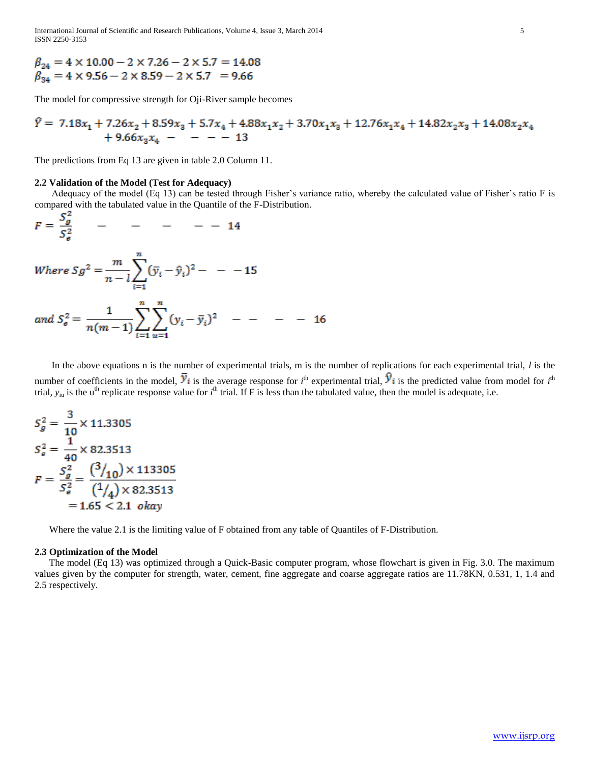$$\beta_{24} = 4 \times 10.00 - 2 \times 7.26 - 2 \times 5.7 = 14.08$$
$$\beta_{34} = 4 \times 9.56 - 2 \times 8.59 - 2 \times 5.7 \ = 9.66$$

The model for compressive strength for Oji-River sample becomes

$$\hat{Y} = 7.18x_1 + 7.26x_2 + 8.59x_3 + 5.7x_4 + 4.88x_1x_2 + 3.70x_1x_3 + 12.76x_1x_4 + 14.82x_2x_3 + 14.08x_2x_4 + 9.66x_3x_4 \quad - \quad - \quad - \quad - \quad 13$$

The predictions from Eq 13 are given in table 2.0 Column 11.

### 2.2 Validation of the Model (Test for Adequacy)

Adequacy of the model (Eq 13) can be tested through Fisher's variance ratio, whereby the calculated value of Fisher's ratio F is compared with the tabulated value in the Quantile of the F-Distribution.

$$F = \frac{S_g^2}{S_e^2} \quad - \quad - \quad - \quad - \quad - \quad 14$$

$$Where\ Sg^2 = \frac{m}{n - l}\sum_{i=1}^{n}(\bar{y}_i - \hat{y}_i)^2 - \quad - \quad -15$$

$$and\ S_e^2 = \frac{1}{n(m-1)}\sum_{i=1}^{n}\sum_{u=1}^{n}(y_i - \bar{y}_i)^2 \quad - \quad - \quad - \quad - \quad 16$$

In the above equations n is the number of experimental trials, m is the number of replications for each experimental trial, *l* is the number of coefficients in the model, $\bar{y}_i$ is the average response for $i^{th}$ experimental trial, $\hat{y}_i$ is the predicted value from model for $i^{th}$ trial, $y_{iu}$ is the $u^{th}$ replicate response value for $i^{th}$ trial. If F is less than the tabulated value, then the model is adequate, i.e.

$$S_g^2 = \frac{3}{10} \times 11.3305$$
$$S_e^2 = \frac{1}{40} \times 82.3513$$
$$F = \frac{S_g^2}{S_e^2} = \frac{(3/_{10}) \times 113305}{(1/_4) \times 82.3513}$$
$$= 1.65 < 2.1 \ \ okay$$

Where the value 2.1 is the limiting value of F obtained from any table of Quantiles of F-Distribution.

### 2.3 Optimization of the Model

The model (Eq 13) was optimized through a Quick-Basic computer program, whose flowchart is given in Fig. 3.0. The maximum values given by the computer for strength, water, cement, fine aggregate and coarse aggregate ratios are 11.78KN, 0.531, 1, 1.4 and 2.5 respectively.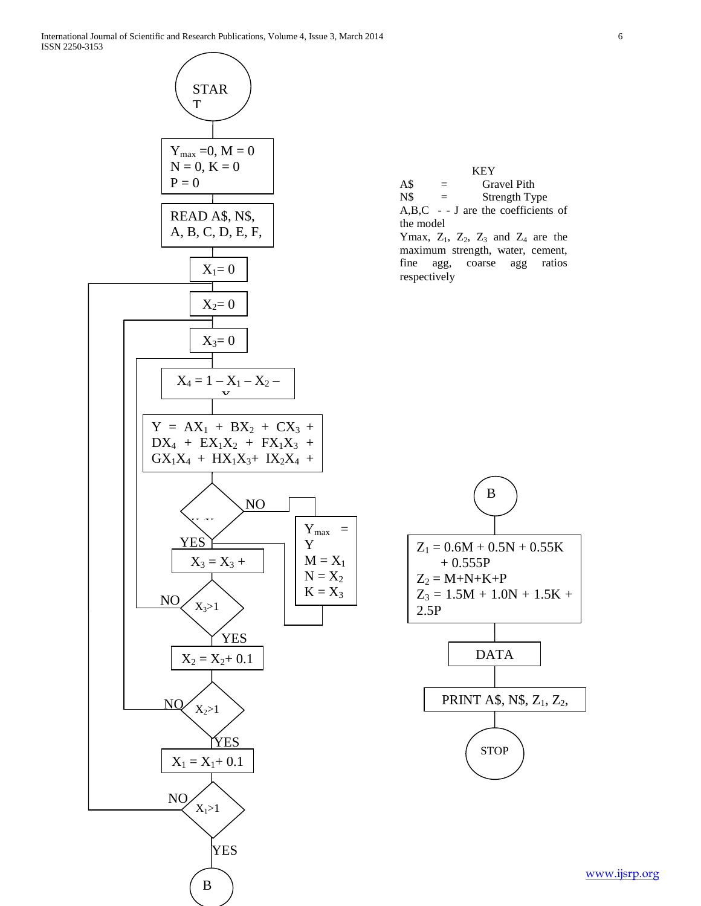START

$Y_{max} = 0$, $M = 0$
$N = 0$, $K = 0$
$P = 0$

READ A$, N$,
A, B, C, D, E, F,

$X_1 = 0$

$X_2 = 0$

$X_3 = 0$

$X_4 = 1 - X_1 - X_2 -$

$Y = AX_1 + BX_2 + CX_3 + DX_4 + EX_1X_2 + FX_1X_3 + GX_1X_4 + HX_1X_3 + IX_2X_4 +$

NO

$Y_{max} = Y$
$M = X_1$
$N = X_2$
$K = X_3$

YES

$X_3 = X_3 +$

NO $X_3 > 1$

YES

$X_2 = X_2 + 0.1$

NO $X_2 > 1$

YES

$X_1 = X_1 + 0.1$

NO $X_1 > 1$

YES

B

KEY

A$ = Gravel Pith

N$ = Strength Type

A,B,C - - J are the coefficients of the model

Ymax, $Z_1$, $Z_2$, $Z_3$ and $Z_4$ are the maximum strength, water, cement, fine agg, coarse agg ratios respectively

B

$Z_1 = 0.6M + 0.5N + 0.55K + 0.555P$
$Z_2 = M+N+K+P$
$Z_3 = 1.5M + 1.0N + 1.5K + 2.5P$

DATA

PRINT A$, N$, $Z_1$, $Z_2$,

STOP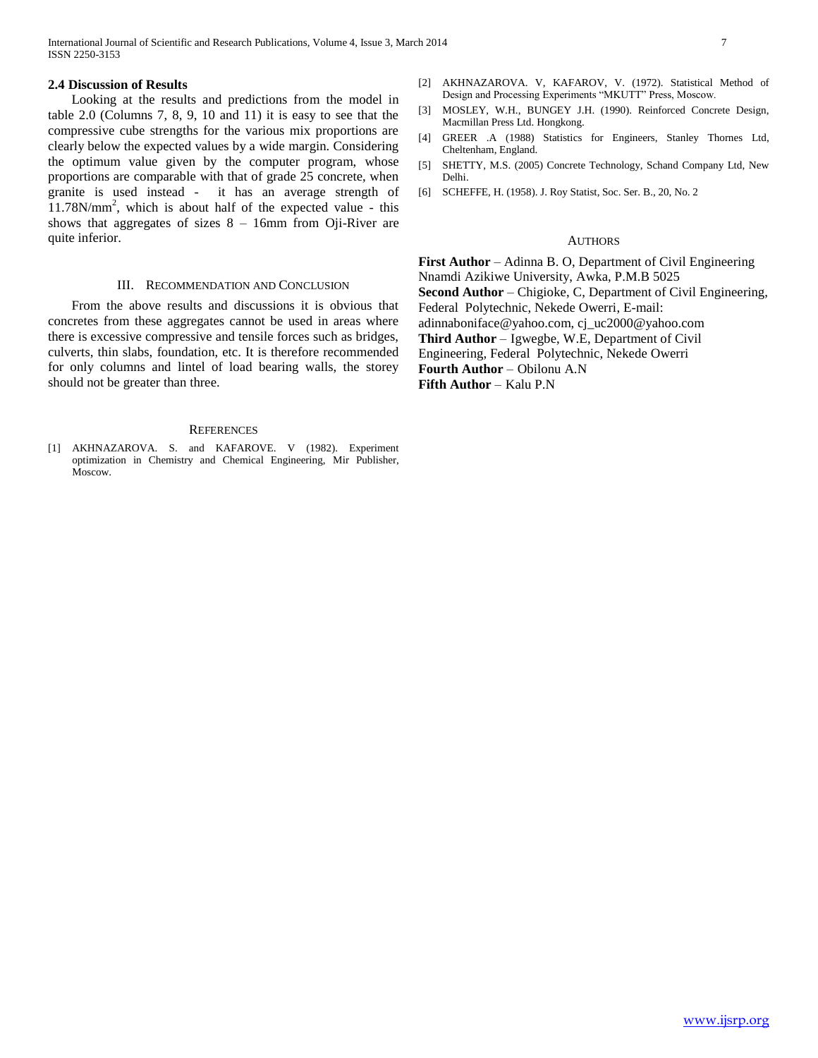### 2.4 Discussion of Results

Looking at the results and predictions from the model in table 2.0 (Columns 7, 8, 9, 10 and 11) it is easy to see that the compressive cube strengths for the various mix proportions are clearly below the expected values by a wide margin. Considering the optimum value given by the computer program, whose proportions are comparable with that of grade 25 concrete, when granite is used instead - it has an average strength of 11.78N/mm$^2$, which is about half of the expected value - this shows that aggregates of sizes 8 – 16mm from Oji-River are quite inferior.

## III. Recommendation and Conclusion

From the above results and discussions it is obvious that concretes from these aggregates cannot be used in areas where there is excessive compressive and tensile forces such as bridges, culverts, thin slabs, foundation, etc. It is therefore recommended for only columns and lintel of load bearing walls, the storey should not be greater than three.

## References

[1] AKHNAZAROVA. S. and KAFAROVE. V (1982). Experiment optimization in Chemistry and Chemical Engineering, Mir Publisher, Moscow.

[2] AKHNAZAROVA. V, KAFAROV, V. (1972). Statistical Method of Design and Processing Experiments "MKUTT" Press, Moscow.

[3] MOSLEY, W.H., BUNGEY J.H. (1990). Reinforced Concrete Design, Macmillan Press Ltd. Hongkong.

[4] GREER .A (1988) Statistics for Engineers, Stanley Thornes Ltd, Cheltenham, England.

[5] SHETTY, M.S. (2005) Concrete Technology, Schand Company Ltd, New Delhi.

[6] SCHEFFE, H. (1958). J. Roy Statist, Soc. Ser. B., 20, No. 2

## Authors

**First Author** – Adinna B. O, Department of Civil Engineering Nnamdi Azikiwe University, Awka, P.M.B 5025

**Second Author** – Chigioke, C, Department of Civil Engineering, Federal Polytechnic, Nekede Owerri, E-mail: adinnaboniface@yahoo.com, cj_uc2000@yahoo.com

**Third Author** – Igwegbe, W.E, Department of Civil Engineering, Federal Polytechnic, Nekede Owerri

**Fourth Author** – Obilonu A.N

**Fifth Author** – Kalu P.N